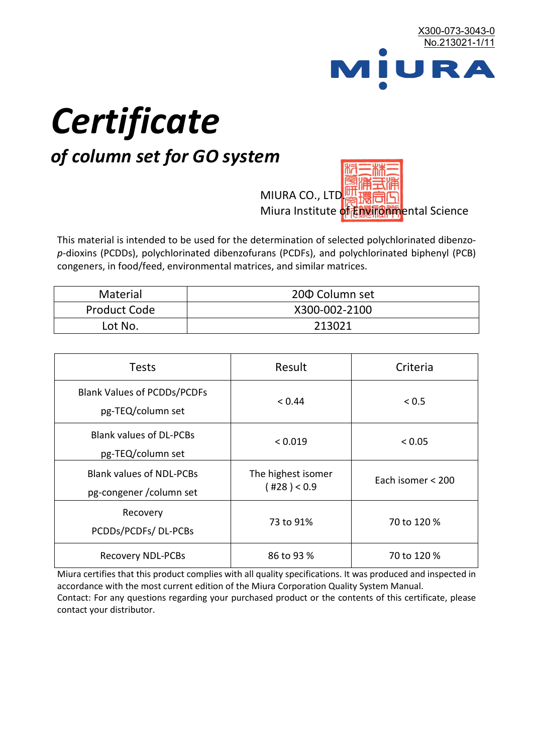X300-073-3043-0
No.213021-1/11

MIURA

# *Certificate*

## *of column set for GO system*

MIURA CO., LTD.
Miura Institute of Environmental Science

This material is intended to be used for the determination of selected polychlorinated dibenzo-*p*-dioxins (PCDDs), polychlorinated dibenzofurans (PCDFs), and polychlorinated biphenyl (PCB) congeners, in food/feed, environmental matrices, and similar matrices.

| Material | 20Φ Column set |
|---|---|
| Product Code | X300-002-2100 |
| Lot No. | 213021 |

| Tests | Result | Criteria |
|---|---|---|
| Blank Values of PCDDs/PCDFs pg-TEQ/column set | < 0.44 | < 0.5 |
| Blank values of DL-PCBs pg-TEQ/column set | < 0.019 | < 0.05 |
| Blank values of NDL-PCBs pg-congener /column set | The highest isomer ( #28 ) < 0.9 | Each isomer < 200 |
| Recovery PCDDs/PCDFs/ DL-PCBs | 73 to 91% | 70 to 120 % |
| Recovery NDL-PCBs | 86 to 93 % | 70 to 120 % |

Miura certifies that this product complies with all quality specifications. It was produced and inspected in accordance with the most current edition of the Miura Corporation Quality System Manual.
Contact: For any questions regarding your purchased product or the contents of this certificate, please contact your distributor.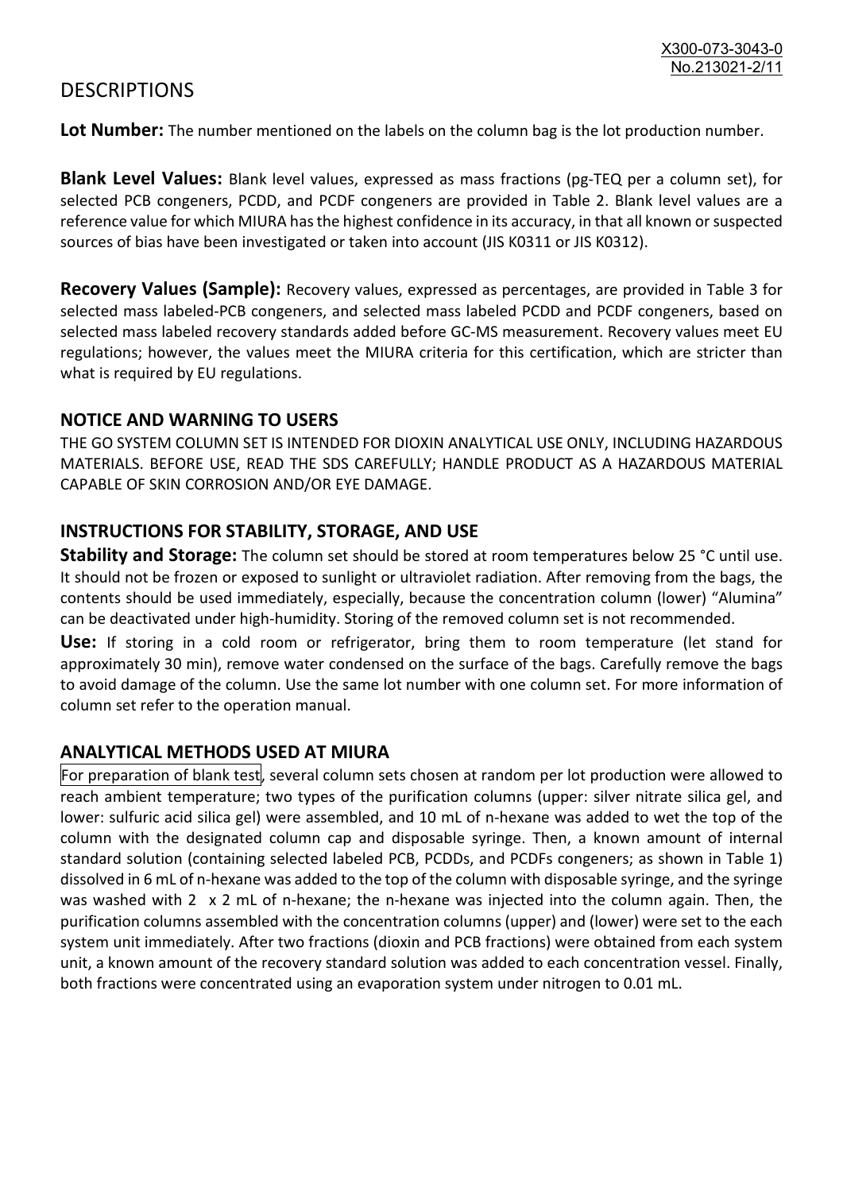# DESCRIPTIONS

**Lot Number:** The number mentioned on the labels on the column bag is the lot production number.

**Blank Level Values:** Blank level values, expressed as mass fractions (pg-TEQ per a column set), for selected PCB congeners, PCDD, and PCDF congeners are provided in Table 2. Blank level values are a reference value for which MIURA has the highest confidence in its accuracy, in that all known or suspected sources of bias have been investigated or taken into account (JIS K0311 or JIS K0312).

**Recovery Values (Sample):** Recovery values, expressed as percentages, are provided in Table 3 for selected mass labeled-PCB congeners, and selected mass labeled PCDD and PCDF congeners, based on selected mass labeled recovery standards added before GC-MS measurement. Recovery values meet EU regulations; however, the values meet the MIURA criteria for this certification, which are stricter than what is required by EU regulations.

## NOTICE AND WARNING TO USERS

THE GO SYSTEM COLUMN SET IS INTENDED FOR DIOXIN ANALYTICAL USE ONLY, INCLUDING HAZARDOUS MATERIALS. BEFORE USE, READ THE SDS CAREFULLY; HANDLE PRODUCT AS A HAZARDOUS MATERIAL CAPABLE OF SKIN CORROSION AND/OR EYE DAMAGE.

## INSTRUCTIONS FOR STABILITY, STORAGE, AND USE

**Stability and Storage:** The column set should be stored at room temperatures below 25 °C until use. It should not be frozen or exposed to sunlight or ultraviolet radiation. After removing from the bags, the contents should be used immediately, especially, because the concentration column (lower) "Alumina" can be deactivated under high-humidity. Storing of the removed column set is not recommended.

**Use:** If storing in a cold room or refrigerator, bring them to room temperature (let stand for approximately 30 min), remove water condensed on the surface of the bags. Carefully remove the bags to avoid damage of the column. Use the same lot number with one column set. For more information of column set refer to the operation manual.

## ANALYTICAL METHODS USED AT MIURA

For preparation of blank test, several column sets chosen at random per lot production were allowed to reach ambient temperature; two types of the purification columns (upper: silver nitrate silica gel, and lower: sulfuric acid silica gel) were assembled, and 10 mL of n-hexane was added to wet the top of the column with the designated column cap and disposable syringe. Then, a known amount of internal standard solution (containing selected labeled PCB, PCDDs, and PCDFs congeners; as shown in Table 1) dissolved in 6 mL of n-hexane was added to the top of the column with disposable syringe, and the syringe was washed with 2 x 2 mL of n-hexane; the n-hexane was injected into the column again. Then, the purification columns assembled with the concentration columns (upper) and (lower) were set to the each system unit immediately. After two fractions (dioxin and PCB fractions) were obtained from each system unit, a known amount of the recovery standard solution was added to each concentration vessel. Finally, both fractions were concentrated using an evaporation system under nitrogen to 0.01 mL.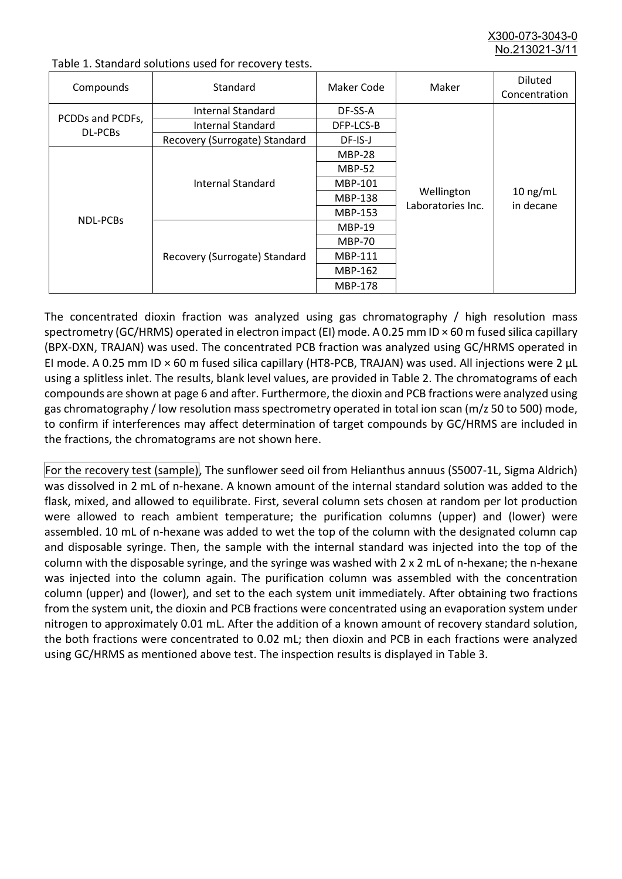Table 1. Standard solutions used for recovery tests.

| Compounds | Standard | Maker Code | Maker | Diluted Concentration |
|---|---|---|---|---|
| PCDDs and PCDFs, DL-PCBs | Internal Standard | DF-SS-A | Wellington Laboratories Inc. | 10 ng/mL in decane |
| | Internal Standard | DFP-LCS-B | | |
| | Recovery (Surrogate) Standard | DF-IS-J | | |
| NDL-PCBs | Internal Standard | MBP-28 | | |
| | | MBP-52 | | |
| | | MBP-101 | | |
| | | MBP-138 | | |
| | | MBP-153 | | |
| | Recovery (Surrogate) Standard | MBP-19 | | |
| | | MBP-70 | | |
| | | MBP-111 | | |
| | | MBP-162 | | |
| | | MBP-178 | | |

The concentrated dioxin fraction was analyzed using gas chromatography / high resolution mass spectrometry (GC/HRMS) operated in electron impact (EI) mode. A 0.25 mm ID × 60 m fused silica capillary (BPX-DXN, TRAJAN) was used. The concentrated PCB fraction was analyzed using GC/HRMS operated in EI mode. A 0.25 mm ID × 60 m fused silica capillary (HT8-PCB, TRAJAN) was used. All injections were 2 µL using a splitless inlet. The results, blank level values, are provided in Table 2. The chromatograms of each compounds are shown at page 6 and after. Furthermore, the dioxin and PCB fractions were analyzed using gas chromatography / low resolution mass spectrometry operated in total ion scan (m/z 50 to 500) mode, to confirm if interferences may affect determination of target compounds by GC/HRMS are included in the fractions, the chromatograms are not shown here.

For the recovery test (sample), The sunflower seed oil from Helianthus annuus (S5007-1L, Sigma Aldrich) was dissolved in 2 mL of n-hexane. A known amount of the internal standard solution was added to the flask, mixed, and allowed to equilibrate. First, several column sets chosen at random per lot production were allowed to reach ambient temperature; the purification columns (upper) and (lower) were assembled. 10 mL of n-hexane was added to wet the top of the column with the designated column cap and disposable syringe. Then, the sample with the internal standard was injected into the top of the column with the disposable syringe, and the syringe was washed with 2 x 2 mL of n-hexane; the n-hexane was injected into the column again. The purification column was assembled with the concentration column (upper) and (lower), and set to the each system unit immediately. After obtaining two fractions from the system unit, the dioxin and PCB fractions were concentrated using an evaporation system under nitrogen to approximately 0.01 mL. After the addition of a known amount of recovery standard solution, the both fractions were concentrated to 0.02 mL; then dioxin and PCB in each fractions were analyzed using GC/HRMS as mentioned above test. The inspection results is displayed in Table 3.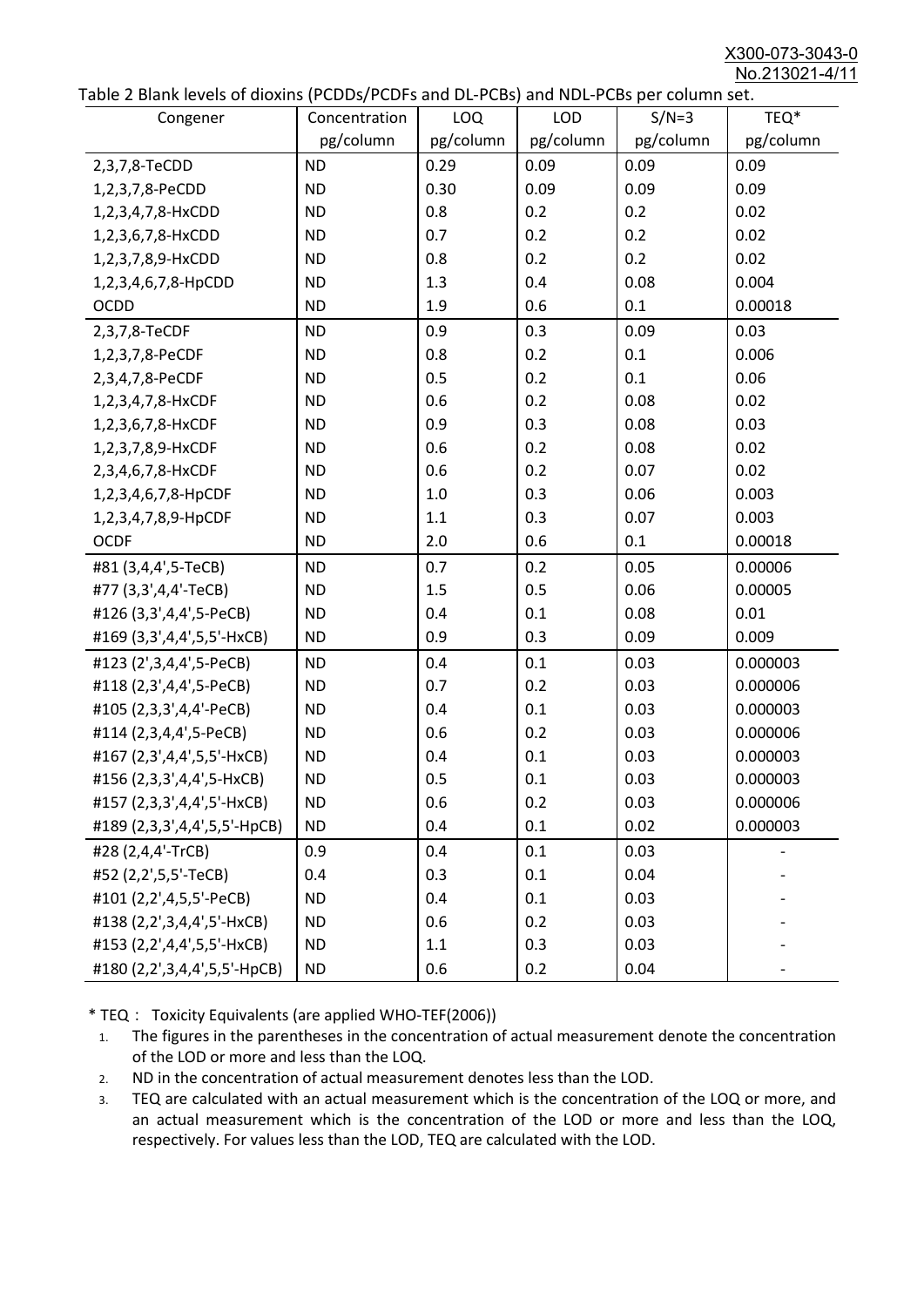Table 2 Blank levels of dioxins (PCDDs/PCDFs and DL-PCBs) and NDL-PCBs per column set.

| Congener | Concentration pg/column | LOQ pg/column | LOD pg/column | S/N=3 pg/column | TEQ* pg/column |
|---|---|---|---|---|---|
| 2,3,7,8-TeCDD | ND | 0.29 | 0.09 | 0.09 | 0.09 |
| 1,2,3,7,8-PeCDD | ND | 0.30 | 0.09 | 0.09 | 0.09 |
| 1,2,3,4,7,8-HxCDD | ND | 0.8 | 0.2 | 0.2 | 0.02 |
| 1,2,3,6,7,8-HxCDD | ND | 0.7 | 0.2 | 0.2 | 0.02 |
| 1,2,3,7,8,9-HxCDD | ND | 0.8 | 0.2 | 0.2 | 0.02 |
| 1,2,3,4,6,7,8-HpCDD | ND | 1.3 | 0.4 | 0.08 | 0.004 |
| OCDD | ND | 1.9 | 0.6 | 0.1 | 0.00018 |
| 2,3,7,8-TeCDF | ND | 0.9 | 0.3 | 0.09 | 0.03 |
| 1,2,3,7,8-PeCDF | ND | 0.8 | 0.2 | 0.1 | 0.006 |
| 2,3,4,7,8-PeCDF | ND | 0.5 | 0.2 | 0.1 | 0.06 |
| 1,2,3,4,7,8-HxCDF | ND | 0.6 | 0.2 | 0.08 | 0.02 |
| 1,2,3,6,7,8-HxCDF | ND | 0.9 | 0.3 | 0.08 | 0.03 |
| 1,2,3,7,8,9-HxCDF | ND | 0.6 | 0.2 | 0.08 | 0.02 |
| 2,3,4,6,7,8-HxCDF | ND | 0.6 | 0.2 | 0.07 | 0.02 |
| 1,2,3,4,6,7,8-HpCDF | ND | 1.0 | 0.3 | 0.06 | 0.003 |
| 1,2,3,4,7,8,9-HpCDF | ND | 1.1 | 0.3 | 0.07 | 0.003 |
| OCDF | ND | 2.0 | 0.6 | 0.1 | 0.00018 |
| #81 (3,4,4',5-TeCB) | ND | 0.7 | 0.2 | 0.05 | 0.00006 |
| #77 (3,3',4,4'-TeCB) | ND | 1.5 | 0.5 | 0.06 | 0.00005 |
| #126 (3,3',4,4',5-PeCB) | ND | 0.4 | 0.1 | 0.08 | 0.01 |
| #169 (3,3',4,4',5,5'-HxCB) | ND | 0.9 | 0.3 | 0.09 | 0.009 |
| #123 (2',3,4,4',5-PeCB) | ND | 0.4 | 0.1 | 0.03 | 0.000003 |
| #118 (2,3',4,4',5-PeCB) | ND | 0.7 | 0.2 | 0.03 | 0.000006 |
| #105 (2,3,3',4,4'-PeCB) | ND | 0.4 | 0.1 | 0.03 | 0.000003 |
| #114 (2,3,4,4',5-PeCB) | ND | 0.6 | 0.2 | 0.03 | 0.000006 |
| #167 (2,3',4,4',5,5'-HxCB) | ND | 0.4 | 0.1 | 0.03 | 0.000003 |
| #156 (2,3,3',4,4',5-HxCB) | ND | 0.5 | 0.1 | 0.03 | 0.000003 |
| #157 (2,3,3',4,4',5'-HxCB) | ND | 0.6 | 0.2 | 0.03 | 0.000006 |
| #189 (2,3,3',4,4',5,5'-HpCB) | ND | 0.4 | 0.1 | 0.02 | 0.000003 |
| #28 (2,4,4'-TrCB) | 0.9 | 0.4 | 0.1 | 0.03 | - |
| #52 (2,2',5,5'-TeCB) | 0.4 | 0.3 | 0.1 | 0.04 | - |
| #101 (2,2',4,5,5'-PeCB) | ND | 0.4 | 0.1 | 0.03 | - |
| #138 (2,2',3,4,4',5'-HxCB) | ND | 0.6 | 0.2 | 0.03 | - |
| #153 (2,2',4,4',5,5'-HxCB) | ND | 1.1 | 0.3 | 0.03 | - |
| #180 (2,2',3,4,4',5,5'-HpCB) | ND | 0.6 | 0.2 | 0.04 | - |

\* TEQ： Toxicity Equivalents (are applied WHO-TEF(2006))

1. The figures in the parentheses in the concentration of actual measurement denote the concentration of the LOD or more and less than the LOQ.
2. ND in the concentration of actual measurement denotes less than the LOD.
3. TEQ are calculated with an actual measurement which is the concentration of the LOQ or more, and an actual measurement which is the concentration of the LOD or more and less than the LOQ, respectively. For values less than the LOD, TEQ are calculated with the LOD.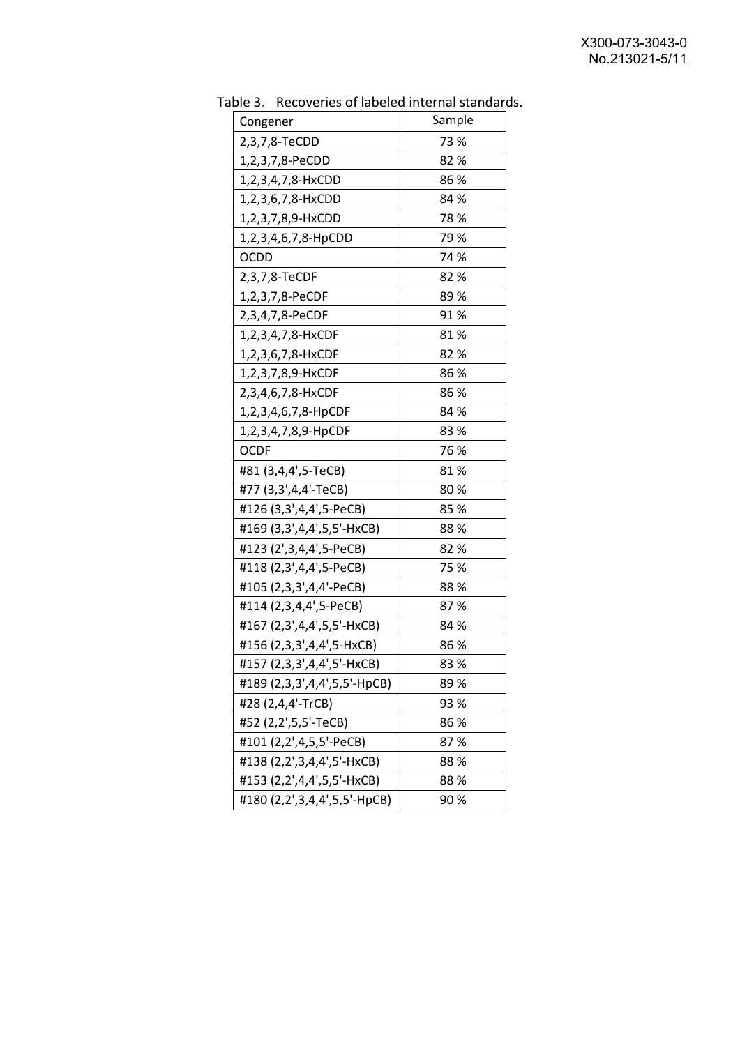Table 3. Recoveries of labeled internal standards.

| Congener | Sample |
| --- | --- |
| 2,3,7,8-TeCDD | 73 % |
| 1,2,3,7,8-PeCDD | 82 % |
| 1,2,3,4,7,8-HxCDD | 86 % |
| 1,2,3,6,7,8-HxCDD | 84 % |
| 1,2,3,7,8,9-HxCDD | 78 % |
| 1,2,3,4,6,7,8-HpCDD | 79 % |
| OCDD | 74 % |
| 2,3,7,8-TeCDF | 82 % |
| 1,2,3,7,8-PeCDF | 89 % |
| 2,3,4,7,8-PeCDF | 91 % |
| 1,2,3,4,7,8-HxCDF | 81 % |
| 1,2,3,6,7,8-HxCDF | 82 % |
| 1,2,3,7,8,9-HxCDF | 86 % |
| 2,3,4,6,7,8-HxCDF | 86 % |
| 1,2,3,4,6,7,8-HpCDF | 84 % |
| 1,2,3,4,7,8,9-HpCDF | 83 % |
| OCDF | 76 % |
| #81 (3,4,4',5-TeCB) | 81 % |
| #77 (3,3',4,4'-TeCB) | 80 % |
| #126 (3,3',4,4',5-PeCB) | 85 % |
| #169 (3,3',4,4',5,5'-HxCB) | 88 % |
| #123 (2',3,4,4',5-PeCB) | 82 % |
| #118 (2,3',4,4',5-PeCB) | 75 % |
| #105 (2,3,3',4,4'-PeCB) | 88 % |
| #114 (2,3,4,4',5-PeCB) | 87 % |
| #167 (2,3',4,4',5,5'-HxCB) | 84 % |
| #156 (2,3,3',4,4',5-HxCB) | 86 % |
| #157 (2,3,3',4,4',5'-HxCB) | 83 % |
| #189 (2,3,3',4,4',5,5'-HpCB) | 89 % |
| #28 (2,4,4'-TrCB) | 93 % |
| #52 (2,2',5,5'-TeCB) | 86 % |
| #101 (2,2',4,5,5'-PeCB) | 87 % |
| #138 (2,2',3,4,4',5'-HxCB) | 88 % |
| #153 (2,2',4,4',5,5'-HxCB) | 88 % |
| #180 (2,2',3,4,4',5,5'-HpCB) | 90 % |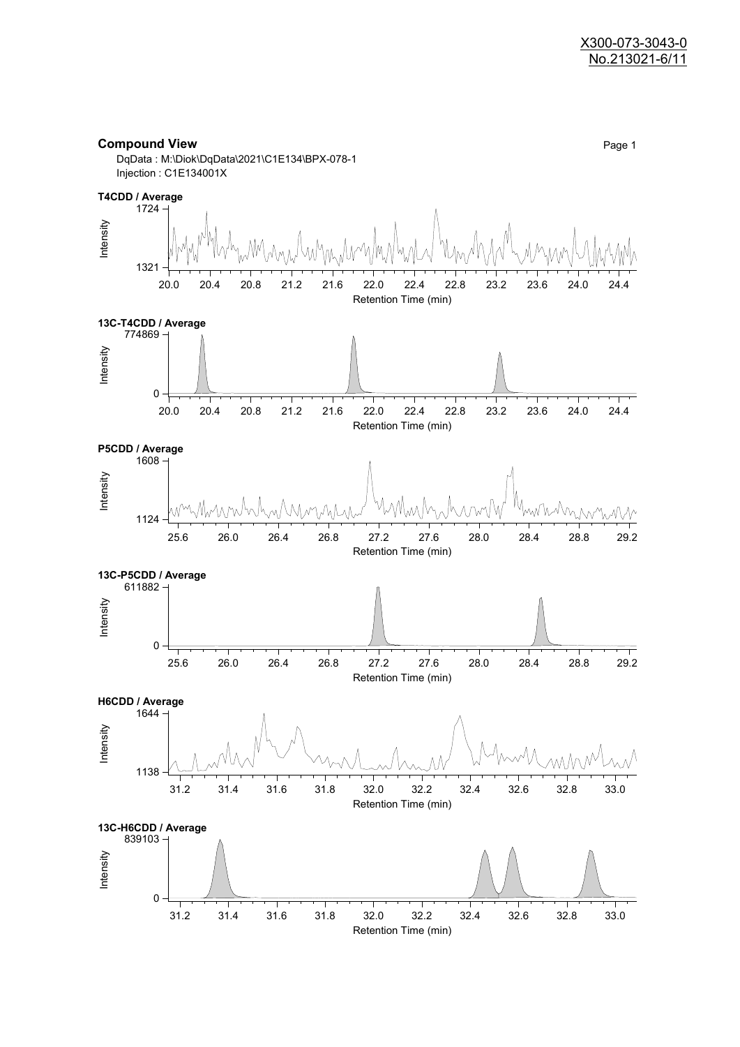X300-073-3043-0
No.213021-6/11

## Compound View

DqData : M:\Diok\DqData\2021\C1E134\BPX-078-1
Injection : C1E134001X

**T4CDD / Average**

Intensity: 1321 – 1724
Retention Time (min): 20.0 – 24.4

**13C-T4CDD / Average**

Intensity: 0 – 774869
Retention Time (min): 20.0 – 24.4

**P5CDD / Average**

Intensity: 1124 – 1608
Retention Time (min): 25.6 – 29.2

**13C-P5CDD / Average**

Intensity: 0 – 611882
Retention Time (min): 25.6 – 29.2

**H6CDD / Average**

Intensity: 1138 – 1644
Retention Time (min): 31.2 – 33.0

**13C-H6CDD / Average**

Intensity: 0 – 839103
Retention Time (min): 31.2 – 33.0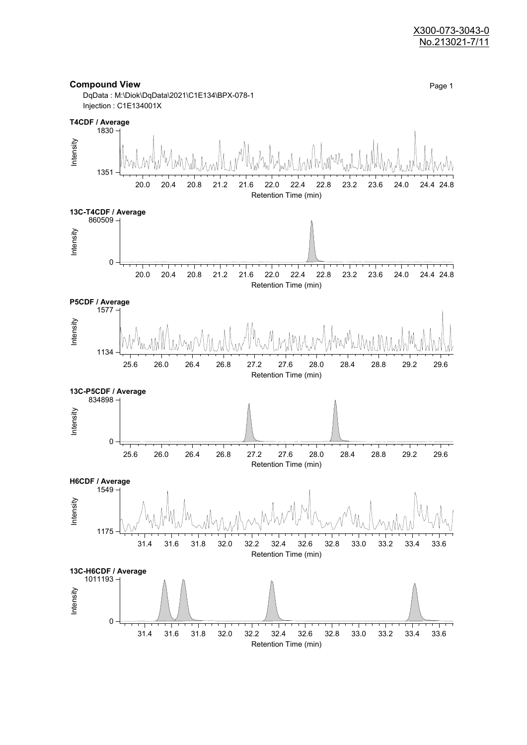## Compound View

DqData : M:\Diok\DqData\2021\C1E134\BPX-078-1

Injection : C1E134001X

**T4CDF / Average**

Intensity: 1351 – 1830; Retention Time (min): 20.0 – 24.8

**13C-T4CDF / Average**

Intensity: 0 – 860509; Retention Time (min): 20.0 – 24.8

**P5CDF / Average**

Intensity: 1134 – 1577; Retention Time (min): 25.6 – 29.6

**13C-P5CDF / Average**

Intensity: 0 – 834898; Retention Time (min): 25.6 – 29.6

**H6CDF / Average**

Intensity: 1175 – 1549; Retention Time (min): 31.4 – 33.6

**13C-H6CDF / Average**

Intensity: 0 – 1011193; Retention Time (min): 31.4 – 33.6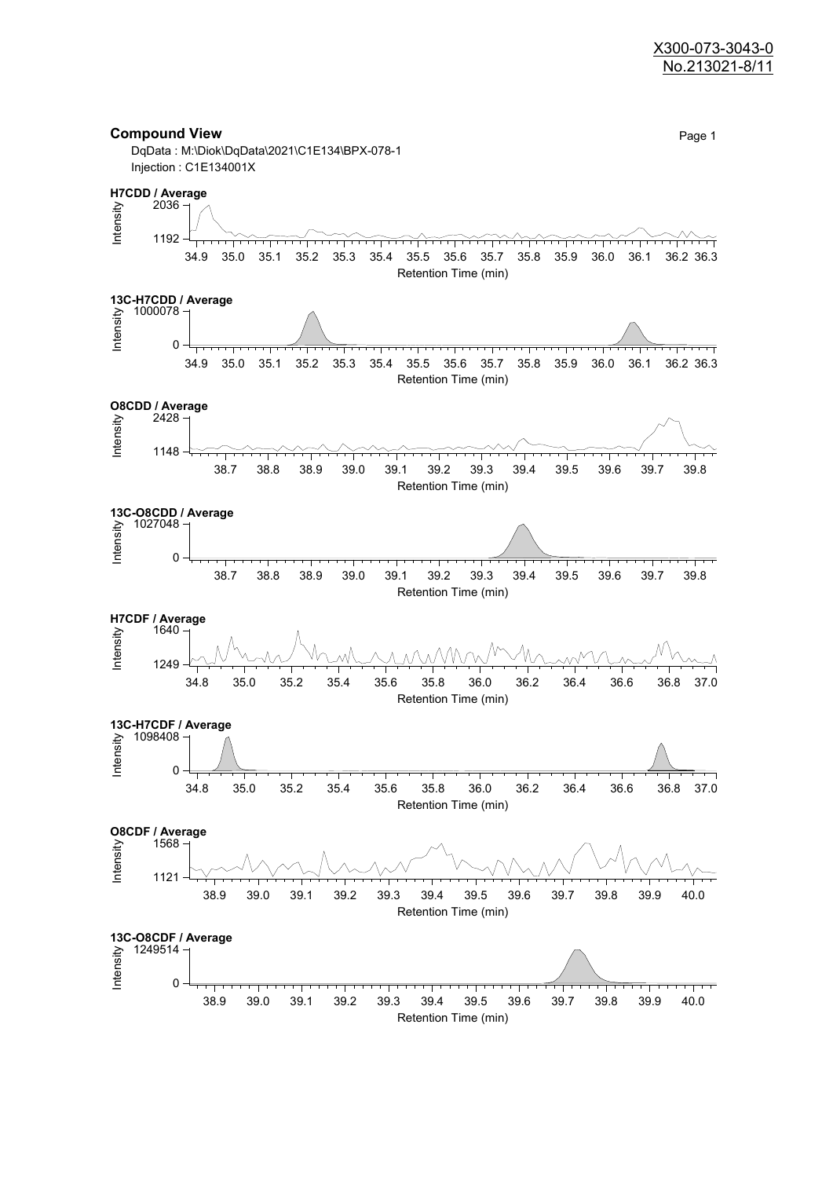X300-073-3043-0
No.213021-8/11

## Compound View

DqData : M:\Diok\DqData\2021\C1E134\BPX-078-1
Injection : C1E134001X

**H7CDD / Average**

Intensity: 2036, 1192
Retention Time (min): 34.9 35.0 35.1 35.2 35.3 35.4 35.5 35.6 35.7 35.8 35.9 36.0 36.1 36.2 36.3

**13C-H7CDD / Average**

Intensity: 1000078, 0
Retention Time (min): 34.9 35.0 35.1 35.2 35.3 35.4 35.5 35.6 35.7 35.8 35.9 36.0 36.1 36.2 36.3

**O8CDD / Average**

Intensity: 2428, 1148
Retention Time (min): 38.7 38.8 38.9 39.0 39.1 39.2 39.3 39.4 39.5 39.6 39.7 39.8

**13C-O8CDD / Average**

Intensity: 1027048, 0
Retention Time (min): 38.7 38.8 38.9 39.0 39.1 39.2 39.3 39.4 39.5 39.6 39.7 39.8

**H7CDF / Average**

Intensity: 1640, 1249
Retention Time (min): 34.8 35.0 35.2 35.4 35.6 35.8 36.0 36.2 36.4 36.6 36.8 37.0

**13C-H7CDF / Average**

Intensity: 1098408, 0
Retention Time (min): 34.8 35.0 35.2 35.4 35.6 35.8 36.0 36.2 36.4 36.6 36.8 37.0

**O8CDF / Average**

Intensity: 1568, 1121
Retention Time (min): 38.9 39.0 39.1 39.2 39.3 39.4 39.5 39.6 39.7 39.8 39.9 40.0

**13C-O8CDF / Average**

Intensity: 1249514, 0
Retention Time (min): 38.9 39.0 39.1 39.2 39.3 39.4 39.5 39.6 39.7 39.8 39.9 40.0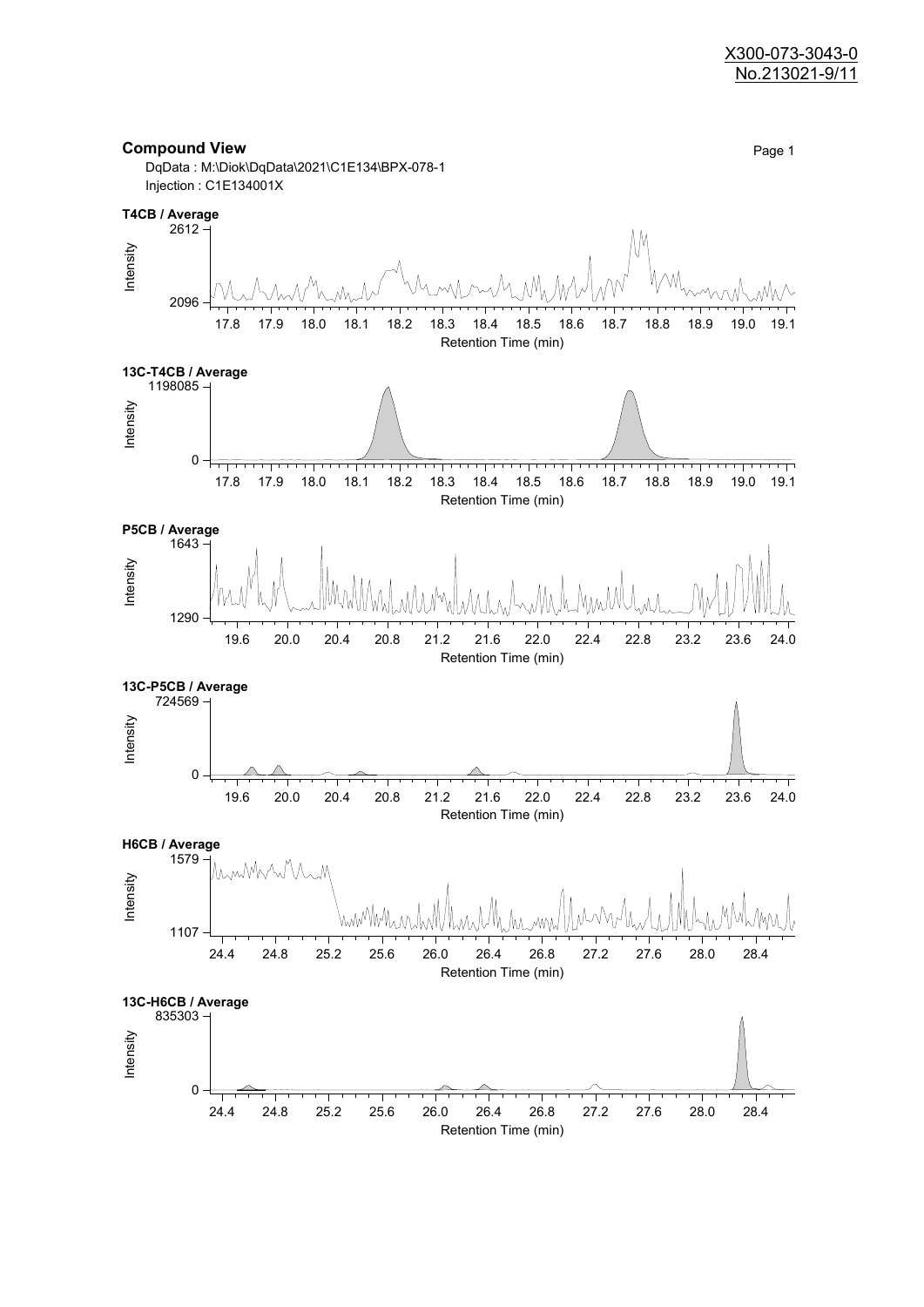X300-073-3043-0
No.213021-9/11

## Compound View

DqData : M:\Diok\DqData\2021\C1E134\BPX-078-1
Injection : C1E134001X

**T4CB / Average**

Intensity: 2096 – 2612
Retention Time (min): 17.8 17.9 18.0 18.1 18.2 18.3 18.4 18.5 18.6 18.7 18.8 18.9 19.0 19.1

**13C-T4CB / Average**

Intensity: 0 – 1198085
Retention Time (min): 17.8 17.9 18.0 18.1 18.2 18.3 18.4 18.5 18.6 18.7 18.8 18.9 19.0 19.1

**P5CB / Average**

Intensity: 1290 – 1643
Retention Time (min): 19.6 20.0 20.4 20.8 21.2 21.6 22.0 22.4 22.8 23.2 23.6 24.0

**13C-P5CB / Average**

Intensity: 0 – 724569
Retention Time (min): 19.6 20.0 20.4 20.8 21.2 21.6 22.0 22.4 22.8 23.2 23.6 24.0

**H6CB / Average**

Intensity: 1107 – 1579
Retention Time (min): 24.4 24.8 25.2 25.6 26.0 26.4 26.8 27.2 27.6 28.0 28.4

**13C-H6CB / Average**

Intensity: 0 – 835303
Retention Time (min): 24.4 24.8 25.2 25.6 26.0 26.4 26.8 27.2 27.6 28.0 28.4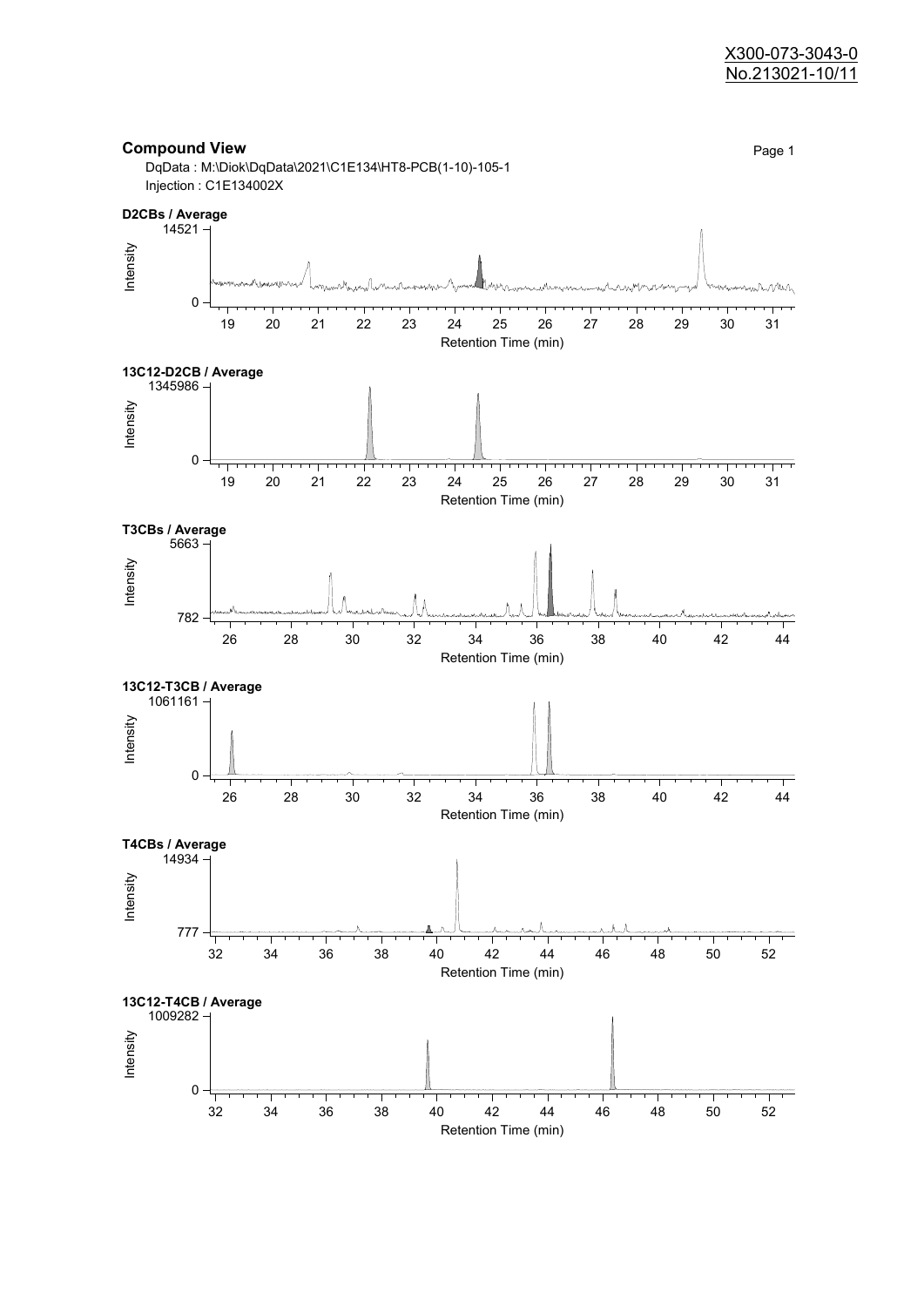X300-073-3043-0
No.213021-10/11

## Compound View

DqData : M:\Diok\DqData\2021\C1E134\HT8-PCB(1-10)-105-1
Injection : C1E134002X

**D2CBs / Average**

Intensity: 0 – 14521
Retention Time (min): 19 – 31

**13C12-D2CB / Average**

Intensity: 0 – 1345986
Retention Time (min): 19 – 31

**T3CBs / Average**

Intensity: 782 – 5663
Retention Time (min): 26 – 44

**13C12-T3CB / Average**

Intensity: 0 – 1061161
Retention Time (min): 26 – 44

**T4CBs / Average**

Intensity: 777 – 14934
Retention Time (min): 32 – 52

**13C12-T4CB / Average**

Intensity: 0 – 1009282
Retention Time (min): 32 – 52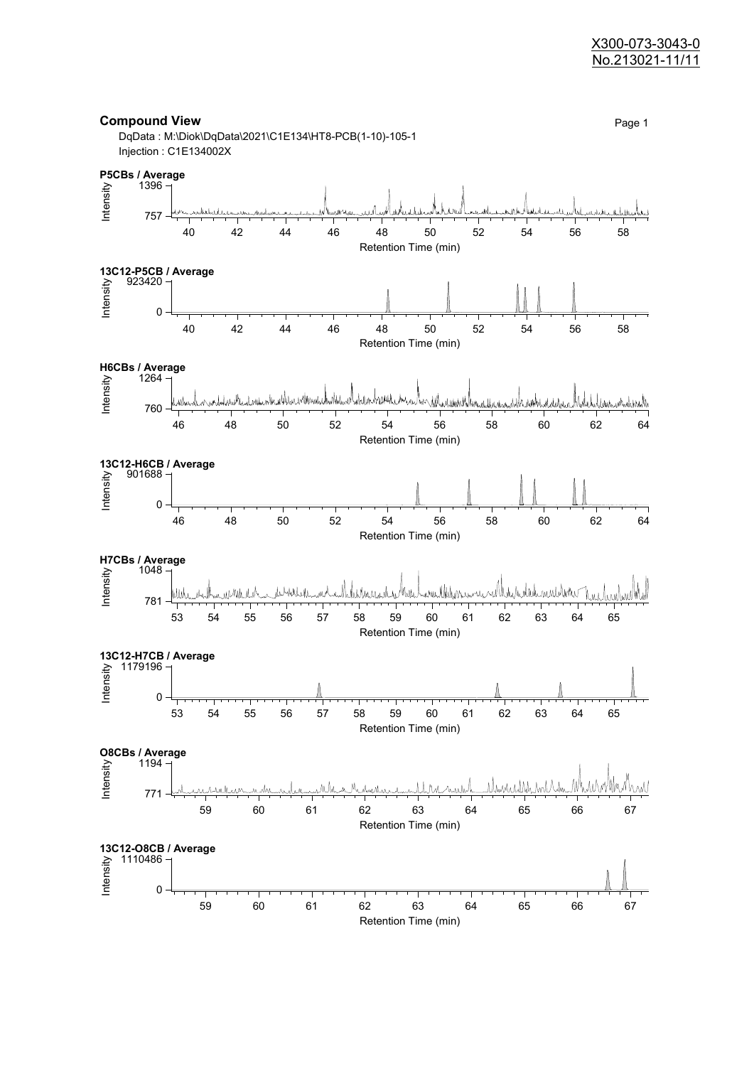X300-073-3043-0
No.213021-11/11

## Compound View

Page 1

DqData : M:\Diok\DqData\2021\C1E134\HT8-PCB(1-10)-105-1
Injection : C1E134002X

**P5CBs / Average**

Intensity
1396
757
40 42 44 46 48 50 52 54 56 58
Retention Time (min)

**13C12-P5CB / Average**

Intensity
923420
0
40 42 44 46 48 50 52 54 56 58
Retention Time (min)

**H6CBs / Average**

Intensity
1264
760
46 48 50 52 54 56 58 60 62 64
Retention Time (min)

**13C12-H6CB / Average**

Intensity
901688
0
46 48 50 52 54 56 58 60 62 64
Retention Time (min)

**H7CBs / Average**

Intensity
1048
781
53 54 55 56 57 58 59 60 61 62 63 64 65
Retention Time (min)

**13C12-H7CB / Average**

Intensity
1179196
0
53 54 55 56 57 58 59 60 61 62 63 64 65
Retention Time (min)

**O8CBs / Average**

Intensity
1194
771
59 60 61 62 63 64 65 66 67
Retention Time (min)

**13C12-O8CB / Average**

Intensity
1110486
0
59 60 61 62 63 64 65 66 67
Retention Time (min)